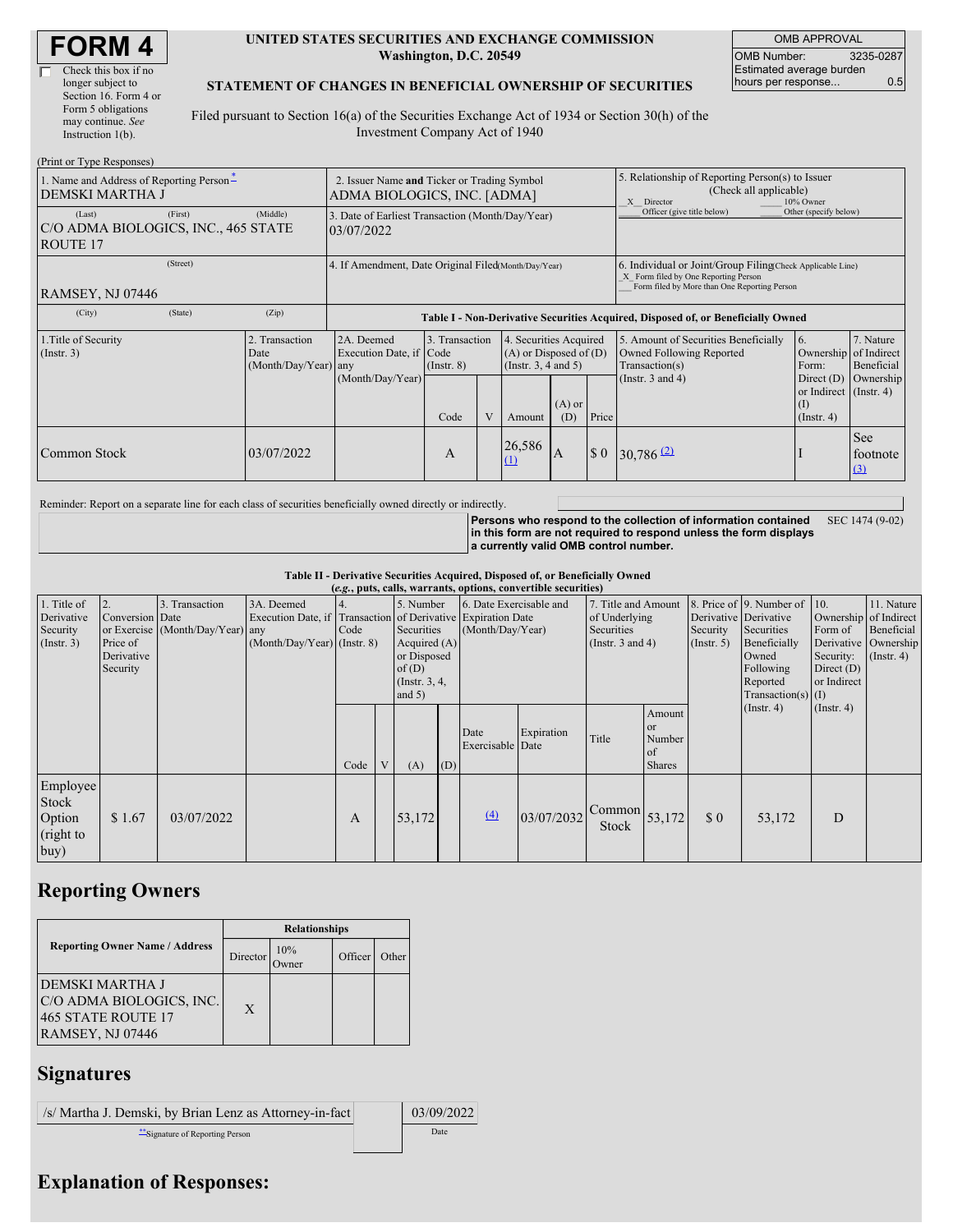# FORM 4

☐ Check this box if no longer subject to Section 16. Form 4 or Form 5 obligations may continue. *See* Instruction 1(b).

**UNITED STATES SECURITIES AND EXCHANGE COMMISSION**
**Washington, D.C. 20549**

**STATEMENT OF CHANGES IN BENEFICIAL OWNERSHIP OF SECURITIES**

Filed pursuant to Section 16(a) of the Securities Exchange Act of 1934 or Section 30(h) of the Investment Company Act of 1940

| OMB APPROVAL | |
|---|---|
| OMB Number: | 3235-0287 |
| Estimated average burden hours per response... | 0.5 |

(Print or Type Responses)

| 1. Name and Address of Reporting Person * | 2. Issuer Name and Ticker or Trading Symbol | 5. Relationship of Reporting Person(s) to Issuer (Check all applicable) |
|---|---|---|
| DEMSKI MARTHA J | ADMA BIOLOGICS, INC. [ADMA] | _X_ Director ___ 10% Owner ___ Officer (give title below) ___ Other (specify below) |
| (Last) (First) (Middle) C/O ADMA BIOLOGICS, INC., 465 STATE ROUTE 17 | 3. Date of Earliest Transaction (Month/Day/Year) 03/07/2022 | |
| (Street) RAMSEY, NJ 07446 | 4. If Amendment, Date Original Filed (Month/Day/Year) | 6. Individual or Joint/Group Filing (Check Applicable Line) _X_ Form filed by One Reporting Person ___ Form filed by More than One Reporting Person |
| (City) (State) (Zip) | | |

**Table I - Non-Derivative Securities Acquired, Disposed of, or Beneficially Owned**

| 1.Title of Security (Instr. 3) | 2. Transaction Date (Month/Day/Year) | 2A. Deemed Execution Date, if any (Month/Day/Year) | 3. Transaction Code (Instr. 8) Code | V | 4. Securities Acquired (A) or Disposed of (D) (Instr. 3, 4 and 5) Amount | (A) or (D) | Price | 5. Amount of Securities Beneficially Owned Following Reported Transaction(s) (Instr. 3 and 4) | 6. Ownership Form: Direct (D) or Indirect (I) (Instr. 4) | 7. Nature of Indirect Beneficial Ownership (Instr. 4) |
|---|---|---|---|---|---|---|---|---|---|---|
| Common Stock | 03/07/2022 | | A | | 26,586 (1) | A | $ 0 | 30,786 (2) | I | See footnote (3) |

Reminder: Report on a separate line for each class of securities beneficially owned directly or indirectly.

**Persons who respond to the collection of information contained in this form are not required to respond unless the form displays a currently valid OMB control number.** SEC 1474 (9-02)

**Table II - Derivative Securities Acquired, Disposed of, or Beneficially Owned**
**(*e.g.*, puts, calls, warrants, options, convertible securities)**

| 1. Title of Derivative Security (Instr. 3) | 2. Conversion or Exercise Price of Derivative Security | 3. Transaction Date (Month/Day/Year) | 3A. Deemed Execution Date, if any (Month/Day/Year) | 4. Transaction Code (Instr. 8) Code | V | 5. Number of Derivative Securities Acquired (A) or Disposed of (D) (Instr. 3, 4, and 5) (A) | (D) | 6. Date Exercisable and Expiration Date (Month/Day/Year) Date Exercisable | Expiration Date | 7. Title and Amount of Underlying Securities (Instr. 3 and 4) Title | Amount or Number of Shares | 8. Price of Derivative Security (Instr. 5) | 9. Number of Derivative Securities Beneficially Owned Following Reported Transaction(s) (Instr. 4) | 10. Ownership Form of Derivative Security: Direct (D) or Indirect (I) (Instr. 4) | 11. Nature of Indirect Beneficial Ownership (Instr. 4) |
|---|---|---|---|---|---|---|---|---|---|---|---|---|---|---|---|
| Employee Stock Option (right to buy) | $ 1.67 | 03/07/2022 | | A | | 53,172 | | (4) | 03/07/2032 | Common Stock | 53,172 | $ 0 | 53,172 | D | |

## Reporting Owners

| Reporting Owner Name / Address | Relationships: Director | 10% Owner | Officer | Other |
|---|---|---|---|---|
| DEMSKI MARTHA J C/O ADMA BIOLOGICS, INC. 465 STATE ROUTE 17 RAMSEY, NJ 07446 | X | | | |

## Signatures

| /s/ Martha J. Demski, by Brian Lenz as Attorney-in-fact | 03/09/2022 |
|---|---|
| **Signature of Reporting Person | Date |

## Explanation of Responses: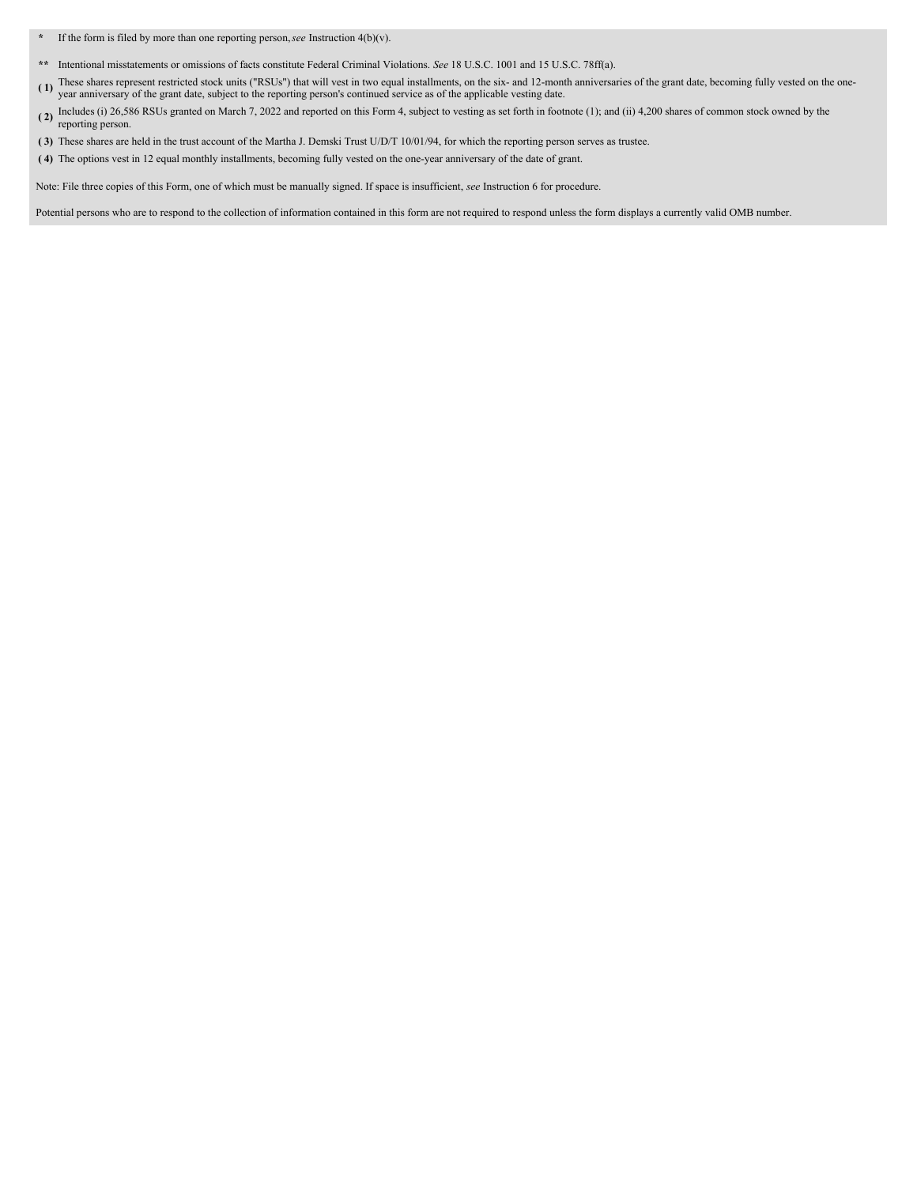\* If the form is filed by more than one reporting person, *see* Instruction 4(b)(v).

\*\* Intentional misstatements or omissions of facts constitute Federal Criminal Violations. *See* 18 U.S.C. 1001 and 15 U.S.C. 78ff(a).

**( 1)** These shares represent restricted stock units ("RSUs") that will vest in two equal installments, on the six- and 12-month anniversaries of the grant date, becoming fully vested on the one-year anniversary of the grant date, subject to the reporting person's continued service as of the applicable vesting date.

**( 2)** Includes (i) 26,586 RSUs granted on March 7, 2022 and reported on this Form 4, subject to vesting as set forth in footnote (1); and (ii) 4,200 shares of common stock owned by the reporting person.

**( 3)** These shares are held in the trust account of the Martha J. Demski Trust U/D/T 10/01/94, for which the reporting person serves as trustee.

**( 4)** The options vest in 12 equal monthly installments, becoming fully vested on the one-year anniversary of the date of grant.

Note: File three copies of this Form, one of which must be manually signed. If space is insufficient, *see* Instruction 6 for procedure.

Potential persons who are to respond to the collection of information contained in this form are not required to respond unless the form displays a currently valid OMB number.